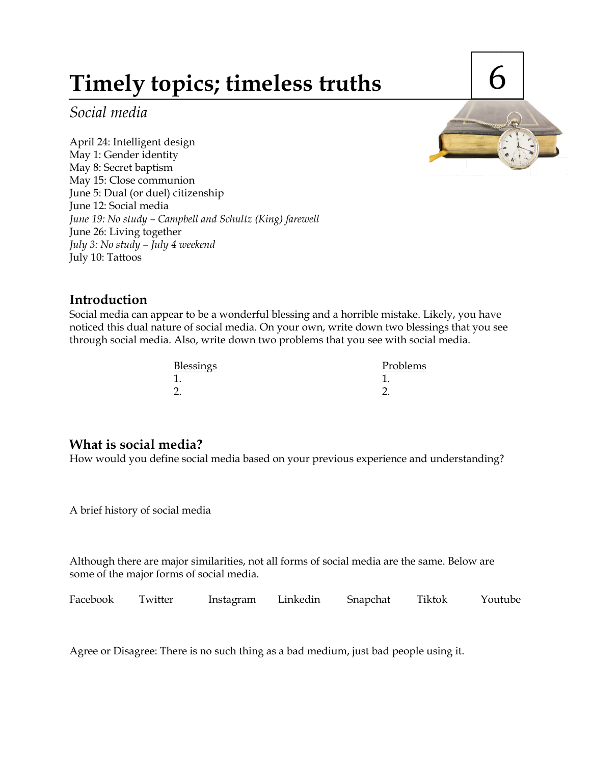# Timely topics; timeless truths

6

*Social media*

April 24: Intelligent design
May 1: Gender identity
May 8: Secret baptism
May 15: Close communion
June 5: Dual (or duel) citizenship
June 12: Social media
*June 19: No study – Campbell and Schultz (King) farewell*
June 26: Living together
*July 3: No study – July 4 weekend*
July 10: Tattoos

## Introduction

Social media can appear to be a wonderful blessing and a horrible mistake. Likely, you have noticed this dual nature of social media. On your own, write down two blessings that you see through social media. Also, write down two problems that you see with social media.

| Blessings | Problems |
|---|---|
| 1. | 1. |
| 2. | 2. |

## What is social media?

How would you define social media based on your previous experience and understanding?

A brief history of social media

Although there are major similarities, not all forms of social media are the same. Below are some of the major forms of social media.

Facebook  Twitter  Instagram  Linkedin  Snapchat  Tiktok  Youtube

Agree or Disagree: There is no such thing as a bad medium, just bad people using it.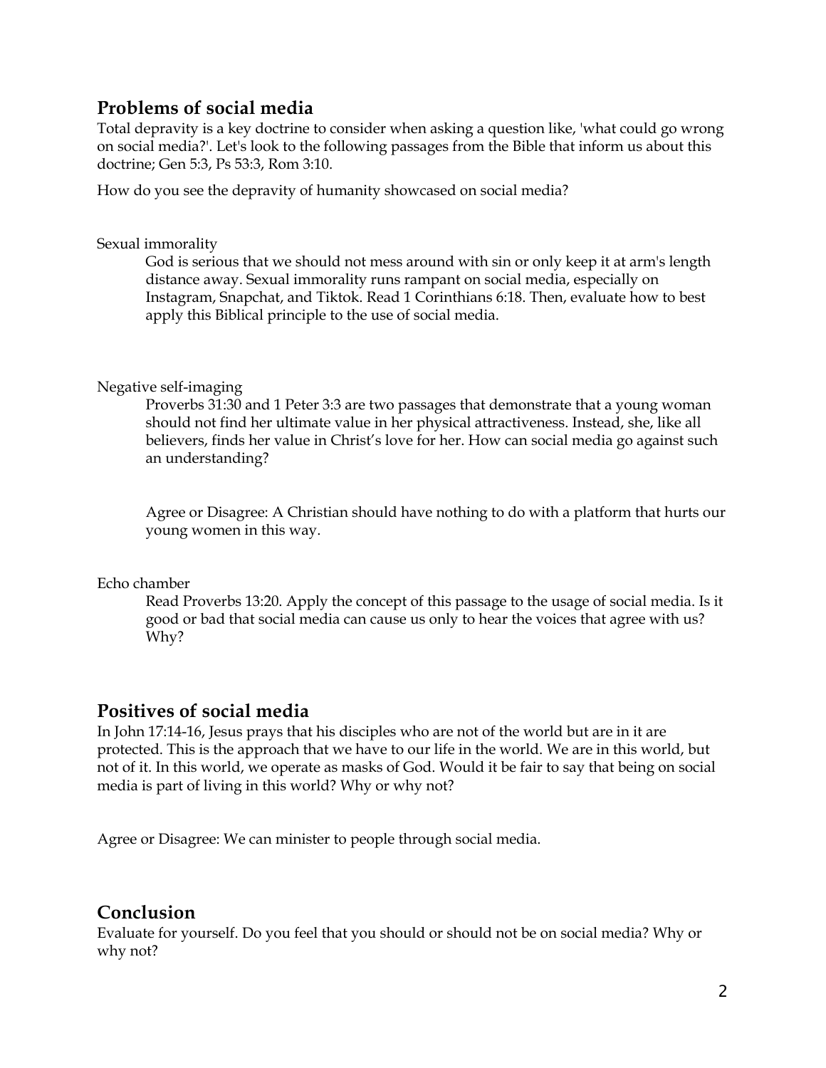## Problems of social media

Total depravity is a key doctrine to consider when asking a question like, 'what could go wrong on social media?'. Let's look to the following passages from the Bible that inform us about this doctrine; Gen 5:3, Ps 53:3, Rom 3:10.

How do you see the depravity of humanity showcased on social media?

Sexual immorality

God is serious that we should not mess around with sin or only keep it at arm's length distance away. Sexual immorality runs rampant on social media, especially on Instagram, Snapchat, and Tiktok. Read 1 Corinthians 6:18. Then, evaluate how to best apply this Biblical principle to the use of social media.

Negative self-imaging

Proverbs 31:30 and 1 Peter 3:3 are two passages that demonstrate that a young woman should not find her ultimate value in her physical attractiveness. Instead, she, like all believers, finds her value in Christ's love for her. How can social media go against such an understanding?

Agree or Disagree: A Christian should have nothing to do with a platform that hurts our young women in this way.

Echo chamber

Read Proverbs 13:20. Apply the concept of this passage to the usage of social media. Is it good or bad that social media can cause us only to hear the voices that agree with us? Why?

## Positives of social media

In John 17:14-16, Jesus prays that his disciples who are not of the world but are in it are protected. This is the approach that we have to our life in the world. We are in this world, but not of it. In this world, we operate as masks of God. Would it be fair to say that being on social media is part of living in this world? Why or why not?

Agree or Disagree: We can minister to people through social media.

## Conclusion

Evaluate for yourself. Do you feel that you should or should not be on social media? Why or why not?